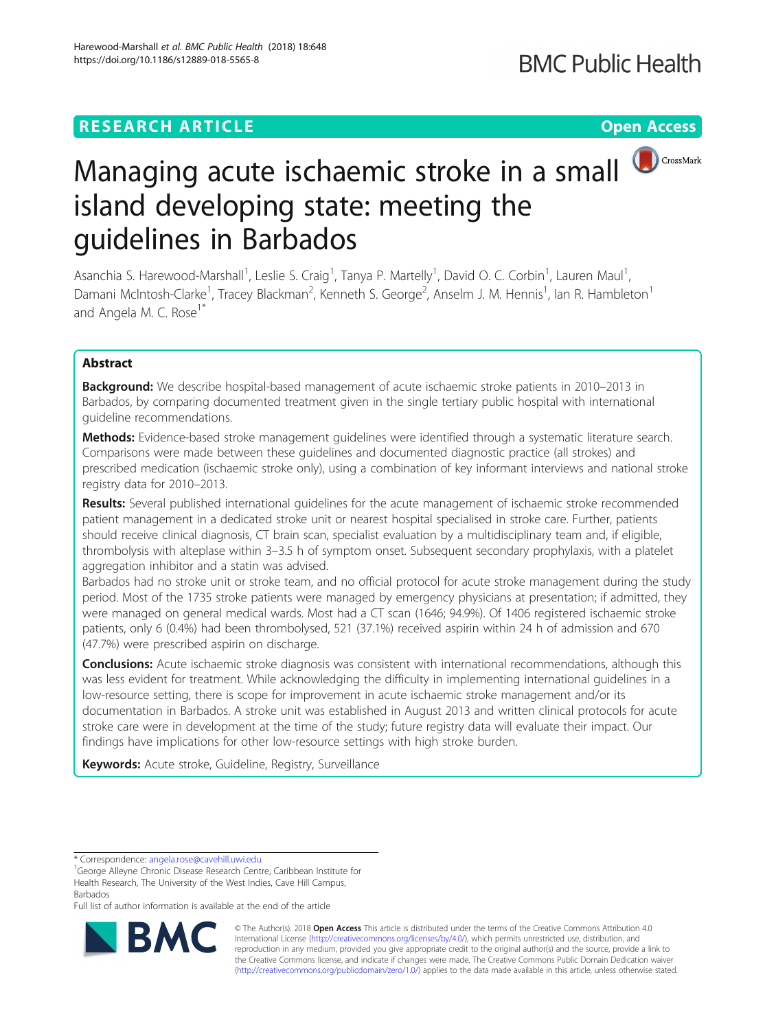RESEARCH ARTICLE

Open Access

# Managing acute ischaemic stroke in a small island developing state: meeting the guidelines in Barbados

Asanchia S. Harewood-Marshall[1], Leslie S. Craig[1], Tanya P. Martelly[1], David O. C. Corbin[1], Lauren Maul[1], Damani McIntosh-Clarke[1], Tracey Blackman[2], Kenneth S. George[2], Anselm J. M. Hennis[1], Ian R. Hambleton[1] and Angela M. C. Rose[1*]

## Abstract

**Background:** We describe hospital-based management of acute ischaemic stroke patients in 2010–2013 in Barbados, by comparing documented treatment given in the single tertiary public hospital with international guideline recommendations.

**Methods:** Evidence-based stroke management guidelines were identified through a systematic literature search. Comparisons were made between these guidelines and documented diagnostic practice (all strokes) and prescribed medication (ischaemic stroke only), using a combination of key informant interviews and national stroke registry data for 2010–2013.

**Results:** Several published international guidelines for the acute management of ischaemic stroke recommended patient management in a dedicated stroke unit or nearest hospital specialised in stroke care. Further, patients should receive clinical diagnosis, CT brain scan, specialist evaluation by a multidisciplinary team and, if eligible, thrombolysis with alteplase within 3–3.5 h of symptom onset. Subsequent secondary prophylaxis, with a platelet aggregation inhibitor and a statin was advised.

Barbados had no stroke unit or stroke team, and no official protocol for acute stroke management during the study period. Most of the 1735 stroke patients were managed by emergency physicians at presentation; if admitted, they were managed on general medical wards. Most had a CT scan (1646; 94.9%). Of 1406 registered ischaemic stroke patients, only 6 (0.4%) had been thrombolysed, 521 (37.1%) received aspirin within 24 h of admission and 670 (47.7%) were prescribed aspirin on discharge.

**Conclusions:** Acute ischaemic stroke diagnosis was consistent with international recommendations, although this was less evident for treatment. While acknowledging the difficulty in implementing international guidelines in a low-resource setting, there is scope for improvement in acute ischaemic stroke management and/or its documentation in Barbados. A stroke unit was established in August 2013 and written clinical protocols for acute stroke care were in development at the time of the study; future registry data will evaluate their impact. Our findings have implications for other low-resource settings with high stroke burden.

**Keywords:** Acute stroke, Guideline, Registry, Surveillance

---

* Correspondence: angela.rose@cavehill.uwi.edu

[1]George Alleyne Chronic Disease Research Centre, Caribbean Institute for Health Research, The University of the West Indies, Cave Hill Campus, Barbados

Full list of author information is available at the end of the article

© The Author(s). 2018 **Open Access** This article is distributed under the terms of the Creative Commons Attribution 4.0 International License (http://creativecommons.org/licenses/by/4.0/), which permits unrestricted use, distribution, and reproduction in any medium, provided you give appropriate credit to the original author(s) and the source, provide a link to the Creative Commons license, and indicate if changes were made. The Creative Commons Public Domain Dedication waiver (http://creativecommons.org/publicdomain/zero/1.0/) applies to the data made available in this article, unless otherwise stated.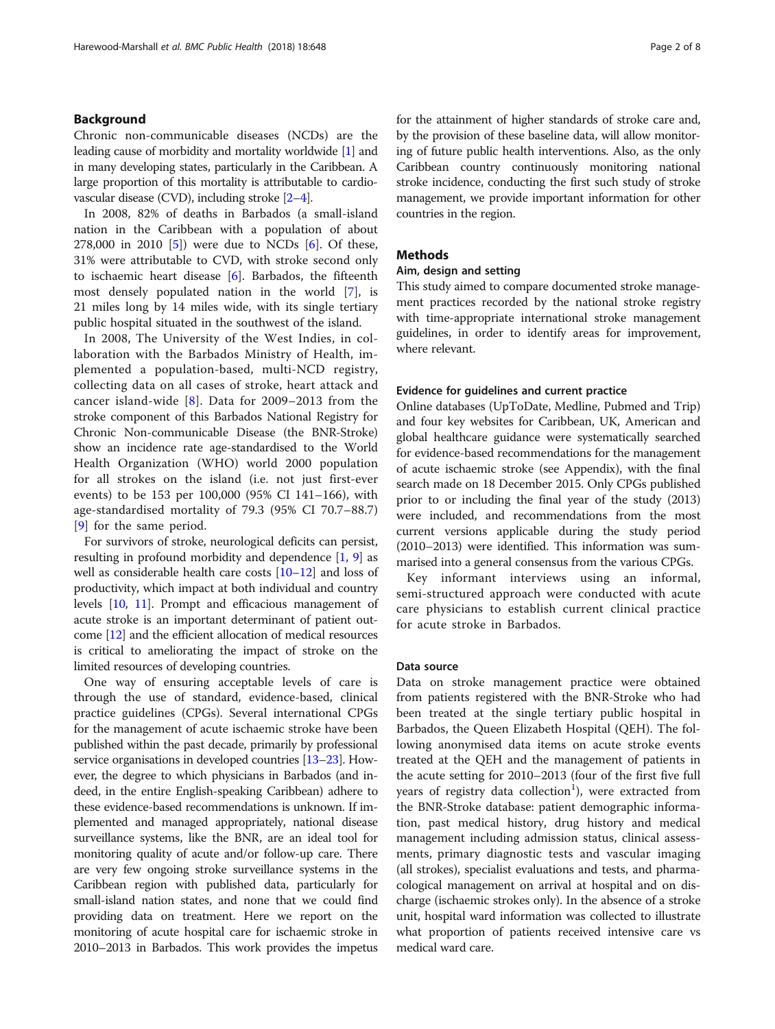## Background

Chronic non-communicable diseases (NCDs) are the leading cause of morbidity and mortality worldwide [1] and in many developing states, particularly in the Caribbean. A large proportion of this mortality is attributable to cardiovascular disease (CVD), including stroke [2–4].

In 2008, 82% of deaths in Barbados (a small-island nation in the Caribbean with a population of about 278,000 in 2010 [5]) were due to NCDs [6]. Of these, 31% were attributable to CVD, with stroke second only to ischaemic heart disease [6]. Barbados, the fifteenth most densely populated nation in the world [7], is 21 miles long by 14 miles wide, with its single tertiary public hospital situated in the southwest of the island.

In 2008, The University of the West Indies, in collaboration with the Barbados Ministry of Health, implemented a population-based, multi-NCD registry, collecting data on all cases of stroke, heart attack and cancer island-wide [8]. Data for 2009–2013 from the stroke component of this Barbados National Registry for Chronic Non-communicable Disease (the BNR-Stroke) show an incidence rate age-standardised to the World Health Organization (WHO) world 2000 population for all strokes on the island (i.e. not just first-ever events) to be 153 per 100,000 (95% CI 141–166), with age-standardised mortality of 79.3 (95% CI 70.7–88.7) [9] for the same period.

For survivors of stroke, neurological deficits can persist, resulting in profound morbidity and dependence [1, 9] as well as considerable health care costs [10–12] and loss of productivity, which impact at both individual and country levels [10, 11]. Prompt and efficacious management of acute stroke is an important determinant of patient outcome [12] and the efficient allocation of medical resources is critical to ameliorating the impact of stroke on the limited resources of developing countries.

One way of ensuring acceptable levels of care is through the use of standard, evidence-based, clinical practice guidelines (CPGs). Several international CPGs for the management of acute ischaemic stroke have been published within the past decade, primarily by professional service organisations in developed countries [13–23]. However, the degree to which physicians in Barbados (and indeed, in the entire English-speaking Caribbean) adhere to these evidence-based recommendations is unknown. If implemented and managed appropriately, national disease surveillance systems, like the BNR, are an ideal tool for monitoring quality of acute and/or follow-up care. There are very few ongoing stroke surveillance systems in the Caribbean region with published data, particularly for small-island nation states, and none that we could find providing data on treatment. Here we report on the monitoring of acute hospital care for ischaemic stroke in 2010–2013 in Barbados. This work provides the impetus for the attainment of higher standards of stroke care and, by the provision of these baseline data, will allow monitoring of future public health interventions. Also, as the only Caribbean country continuously monitoring national stroke incidence, conducting the first such study of stroke management, we provide important information for other countries in the region.

## Methods

### Aim, design and setting

This study aimed to compare documented stroke management practices recorded by the national stroke registry with time-appropriate international stroke management guidelines, in order to identify areas for improvement, where relevant.

### Evidence for guidelines and current practice

Online databases (UpToDate, Medline, Pubmed and Trip) and four key websites for Caribbean, UK, American and global healthcare guidance were systematically searched for evidence-based recommendations for the management of acute ischaemic stroke (see Appendix), with the final search made on 18 December 2015. Only CPGs published prior to or including the final year of the study (2013) were included, and recommendations from the most current versions applicable during the study period (2010–2013) were identified. This information was summarised into a general consensus from the various CPGs.

Key informant interviews using an informal, semi-structured approach were conducted with acute care physicians to establish current clinical practice for acute stroke in Barbados.

### Data source

Data on stroke management practice were obtained from patients registered with the BNR-Stroke who had been treated at the single tertiary public hospital in Barbados, the Queen Elizabeth Hospital (QEH). The following anonymised data items on acute stroke events treated at the QEH and the management of patients in the acute setting for 2010–2013 (four of the first five full years of registry data collection[1]), were extracted from the BNR-Stroke database: patient demographic information, past medical history, drug history and medical management including admission status, clinical assessments, primary diagnostic tests and vascular imaging (all strokes), specialist evaluations and tests, and pharmacological management on arrival at hospital and on discharge (ischaemic strokes only). In the absence of a stroke unit, hospital ward information was collected to illustrate what proportion of patients received intensive care vs medical ward care.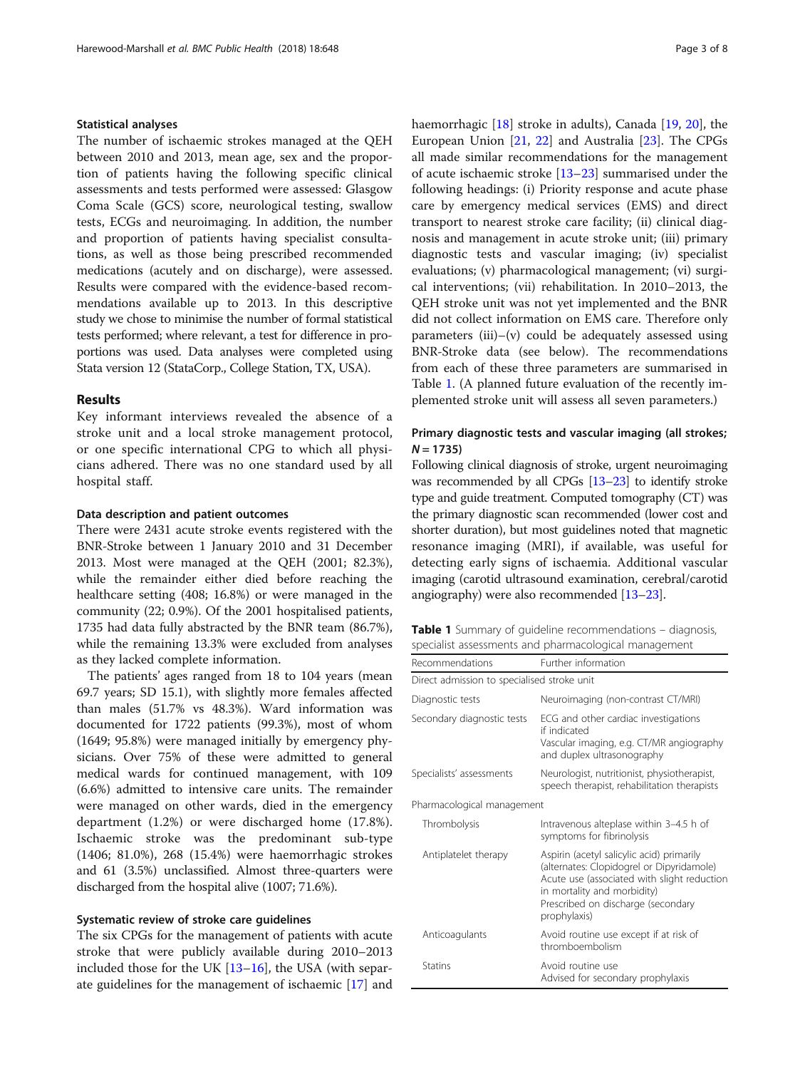### Statistical analyses

The number of ischaemic strokes managed at the QEH between 2010 and 2013, mean age, sex and the proportion of patients having the following specific clinical assessments and tests performed were assessed: Glasgow Coma Scale (GCS) score, neurological testing, swallow tests, ECGs and neuroimaging. In addition, the number and proportion of patients having specialist consultations, as well as those being prescribed recommended medications (acutely and on discharge), were assessed. Results were compared with the evidence-based recommendations available up to 2013. In this descriptive study we chose to minimise the number of formal statistical tests performed; where relevant, a test for difference in proportions was used. Data analyses were completed using Stata version 12 (StataCorp., College Station, TX, USA).

## Results

Key informant interviews revealed the absence of a stroke unit and a local stroke management protocol, or one specific international CPG to which all physicians adhered. There was no one standard used by all hospital staff.

### Data description and patient outcomes

There were 2431 acute stroke events registered with the BNR-Stroke between 1 January 2010 and 31 December 2013. Most were managed at the QEH (2001; 82.3%), while the remainder either died before reaching the healthcare setting (408; 16.8%) or were managed in the community (22; 0.9%). Of the 2001 hospitalised patients, 1735 had data fully abstracted by the BNR team (86.7%), while the remaining 13.3% were excluded from analyses as they lacked complete information.

The patients' ages ranged from 18 to 104 years (mean 69.7 years; SD 15.1), with slightly more females affected than males (51.7% vs 48.3%). Ward information was documented for 1722 patients (99.3%), most of whom (1649; 95.8%) were managed initially by emergency physicians. Over 75% of these were admitted to general medical wards for continued management, with 109 (6.6%) admitted to intensive care units. The remainder were managed on other wards, died in the emergency department (1.2%) or were discharged home (17.8%). Ischaemic stroke was the predominant sub-type (1406; 81.0%), 268 (15.4%) were haemorrhagic strokes and 61 (3.5%) unclassified. Almost three-quarters were discharged from the hospital alive (1007; 71.6%).

### Systematic review of stroke care guidelines

The six CPGs for the management of patients with acute stroke that were publicly available during 2010–2013 included those for the UK [13–16], the USA (with separate guidelines for the management of ischaemic [17] and haemorrhagic [18] stroke in adults), Canada [19, 20], the European Union [21, 22] and Australia [23]. The CPGs all made similar recommendations for the management of acute ischaemic stroke [13–23] summarised under the following headings: (i) Priority response and acute phase care by emergency medical services (EMS) and direct transport to nearest stroke care facility; (ii) clinical diagnosis and management in acute stroke unit; (iii) primary diagnostic tests and vascular imaging; (iv) specialist evaluations; (v) pharmacological management; (vi) surgical interventions; (vii) rehabilitation. In 2010–2013, the QEH stroke unit was not yet implemented and the BNR did not collect information on EMS care. Therefore only parameters (iii)–(v) could be adequately assessed using BNR-Stroke data (see below). The recommendations from each of these three parameters are summarised in Table 1. (A planned future evaluation of the recently implemented stroke unit will assess all seven parameters.)

### Primary diagnostic tests and vascular imaging (all strokes; *N* = 1735)

Following clinical diagnosis of stroke, urgent neuroimaging was recommended by all CPGs [13–23] to identify stroke type and guide treatment. Computed tomography (CT) was the primary diagnostic scan recommended (lower cost and shorter duration), but most guidelines noted that magnetic resonance imaging (MRI), if available, was useful for detecting early signs of ischaemia. Additional vascular imaging (carotid ultrasound examination, cerebral/carotid angiography) were also recommended [13–23].

**Table 1** Summary of guideline recommendations – diagnosis, specialist assessments and pharmacological management

| Recommendations | Further information |
|---|---|
| Direct admission to specialised stroke unit | |
| Diagnostic tests | Neuroimaging (non-contrast CT/MRI) |
| Secondary diagnostic tests | ECG and other cardiac investigations if indicated<br>Vascular imaging, e.g. CT/MR angiography and duplex ultrasonography |
| Specialists' assessments | Neurologist, nutritionist, physiotherapist, speech therapist, rehabilitation therapists |
| Pharmacological management | |
| Thrombolysis | Intravenous alteplase within 3–4.5 h of symptoms for fibrinolysis |
| Antiplatelet therapy | Aspirin (acetyl salicylic acid) primarily (alternates: Clopidogrel or Dipyridamole)<br>Acute use (associated with slight reduction in mortality and morbidity)<br>Prescribed on discharge (secondary prophylaxis) |
| Anticoagulants | Avoid routine use except if at risk of thromboembolism |
| Statins | Avoid routine use<br>Advised for secondary prophylaxis |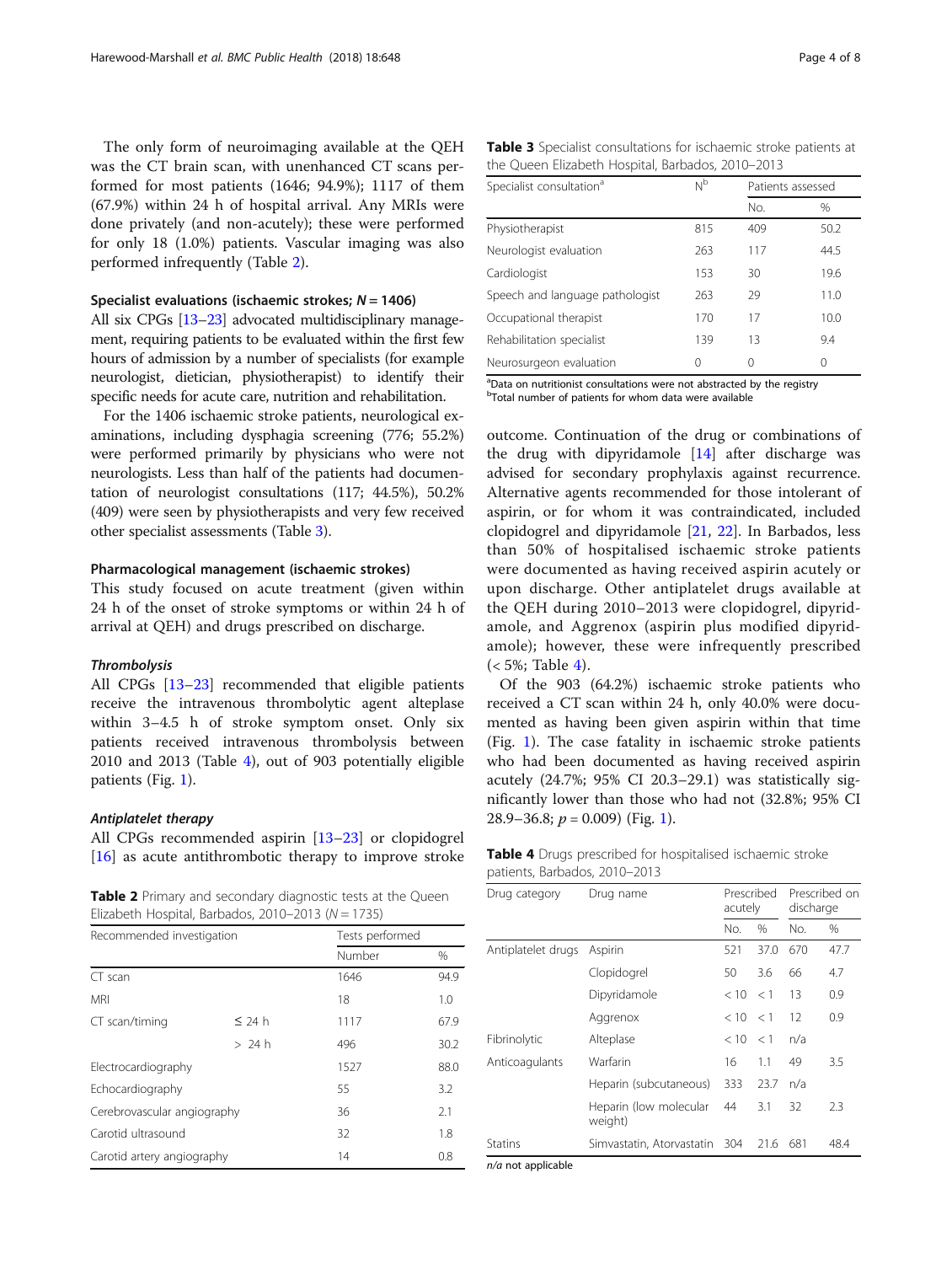The only form of neuroimaging available at the QEH was the CT brain scan, with unenhanced CT scans performed for most patients (1646; 94.9%); 1117 of them (67.9%) within 24 h of hospital arrival. Any MRIs were done privately (and non-acutely); these were performed for only 18 (1.0%) patients. Vascular imaging was also performed infrequently (Table 2).

### Specialist evaluations (ischaemic strokes; $N = 1406$)

All six CPGs [13–23] advocated multidisciplinary management, requiring patients to be evaluated within the first few hours of admission by a number of specialists (for example neurologist, dietician, physiotherapist) to identify their specific needs for acute care, nutrition and rehabilitation.

For the 1406 ischaemic stroke patients, neurological examinations, including dysphagia screening (776; 55.2%) were performed primarily by physicians who were not neurologists. Less than half of the patients had documentation of neurologist consultations (117; 44.5%), 50.2% (409) were seen by physiotherapists and very few received other specialist assessments (Table 3).

### Pharmacological management (ischaemic strokes)

This study focused on acute treatment (given within 24 h of the onset of stroke symptoms or within 24 h of arrival at QEH) and drugs prescribed on discharge.

#### *Thrombolysis*

All CPGs [13–23] recommended that eligible patients receive the intravenous thrombolytic agent alteplase within 3–4.5 h of stroke symptom onset. Only six patients received intravenous thrombolysis between 2010 and 2013 (Table 4), out of 903 potentially eligible patients (Fig. 1).

#### *Antiplatelet therapy*

All CPGs recommended aspirin [13–23] or clopidogrel [16] as acute antithrombotic therapy to improve stroke outcome. Continuation of the drug or combinations of the drug with dipyridamole [14] after discharge was advised for secondary prophylaxis against recurrence. Alternative agents recommended for those intolerant of aspirin, or for whom it was contraindicated, included clopidogrel and dipyridamole [21, 22]. In Barbados, less than 50% of hospitalised ischaemic stroke patients were documented as having received aspirin acutely or upon discharge. Other antiplatelet drugs available at the QEH during 2010–2013 were clopidogrel, dipyridamole, and Aggrenox (aspirin plus modified dipyridamole); however, these were infrequently prescribed (< 5%; Table 4).

Of the 903 (64.2%) ischaemic stroke patients who received a CT scan within 24 h, only 40.0% were documented as having been given aspirin within that time (Fig. 1). The case fatality in ischaemic stroke patients who had been documented as having received aspirin acutely (24.7%; 95% CI 20.3–29.1) was statistically significantly lower than those who had not (32.8%; 95% CI 28.9–36.8; $p = 0.009$) (Fig. 1).

**Table 2** Primary and secondary diagnostic tests at the Queen Elizabeth Hospital, Barbados, 2010–2013 ($N = 1735$)

| Recommended investigation | | Tests performed | |
|---|---|---|---|
| | | Number | % |
| CT scan | | 1646 | 94.9 |
| MRI | | 18 | 1.0 |
| CT scan/timing | ≤ 24 h | 1117 | 67.9 |
| | > 24 h | 496 | 30.2 |
| Electrocardiography | | 1527 | 88.0 |
| Echocardiography | | 55 | 3.2 |
| Cerebrovascular angiography | | 36 | 2.1 |
| Carotid ultrasound | | 32 | 1.8 |
| Carotid artery angiography | | 14 | 0.8 |

**Table 3** Specialist consultations for ischaemic stroke patients at the Queen Elizabeth Hospital, Barbados, 2010–2013

| Specialist consultation[a] | N[b] | Patients assessed | |
|---|---|---|---|
| | | No. | % |
| Physiotherapist | 815 | 409 | 50.2 |
| Neurologist evaluation | 263 | 117 | 44.5 |
| Cardiologist | 153 | 30 | 19.6 |
| Speech and language pathologist | 263 | 29 | 11.0 |
| Occupational therapist | 170 | 17 | 10.0 |
| Rehabilitation specialist | 139 | 13 | 9.4 |
| Neurosurgeon evaluation | 0 | 0 | 0 |

[a]Data on nutritionist consultations were not abstracted by the registry
[b]Total number of patients for whom data were available

**Table 4** Drugs prescribed for hospitalised ischaemic stroke patients, Barbados, 2010–2013

| Drug category | Drug name | Prescribed acutely | | Prescribed on discharge | |
|---|---|---|---|---|---|
| | | No. | % | No. | % |
| Antiplatelet drugs | Aspirin | 521 | 37.0 | 670 | 47.7 |
| | Clopidogrel | 50 | 3.6 | 66 | 4.7 |
| | Dipyridamole | < 10 | < 1 | 13 | 0.9 |
| | Aggrenox | < 10 | < 1 | 12 | 0.9 |
| Fibrinolytic | Alteplase | < 10 | < 1 | n/a | |
| Anticoagulants | Warfarin | 16 | 1.1 | 49 | 3.5 |
| | Heparin (subcutaneous) | 333 | 23.7 | n/a | |
| | Heparin (low molecular weight) | 44 | 3.1 | 32 | 2.3 |
| Statins | Simvastatin, Atorvastatin | 304 | 21.6 | 681 | 48.4 |

*n/a* not applicable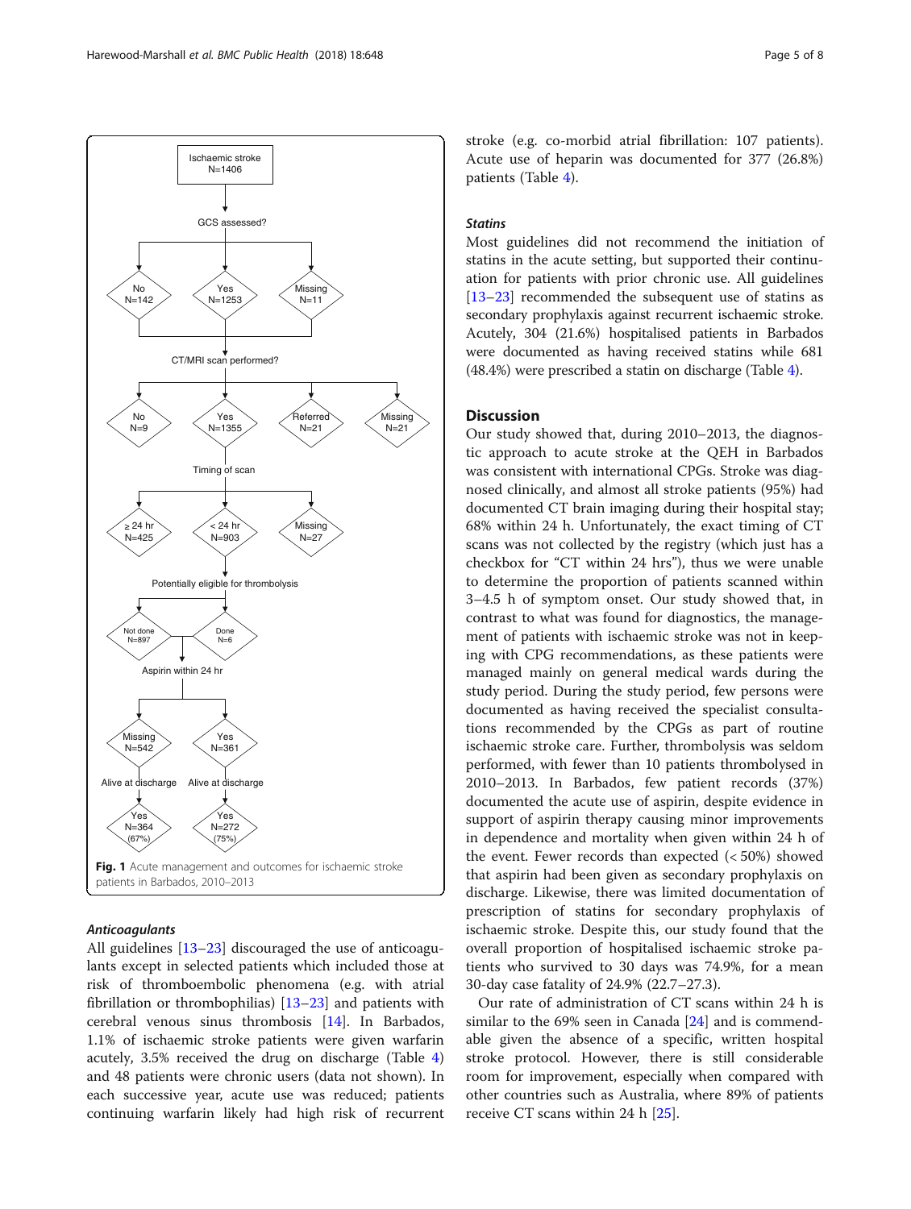Ischaemic stroke N=1406

GCS assessed?

No N=142 | Yes N=1253 | Missing N=11

CT/MRI scan performed?

No N=9 | Yes N=1355 | Referred N=21 | Missing N=21

Timing of scan

≥ 24 hr N=425 | < 24 hr N=903 | Missing N=27

Potentially eligible for thrombolysis

Not done N=897 | Done N=6

Aspirin within 24 hr

Missing N=542 | Yes N=361

Alive at discharge | Alive at discharge

Yes N=364 (67%) | Yes N=272 (75%)

**Fig. 1** Acute management and outcomes for ischaemic stroke patients in Barbados, 2010–2013

### *Anticoagulants*

All guidelines [13–23] discouraged the use of anticoagulants except in selected patients which included those at risk of thromboembolic phenomena (e.g. with atrial fibrillation or thrombophilias) [13–23] and patients with cerebral venous sinus thrombosis [14]. In Barbados, 1.1% of ischaemic stroke patients were given warfarin acutely, 3.5% received the drug on discharge (Table 4) and 48 patients were chronic users (data not shown). In each successive year, acute use was reduced; patients continuing warfarin likely had high risk of recurrent stroke (e.g. co-morbid atrial fibrillation: 107 patients). Acute use of heparin was documented for 377 (26.8%) patients (Table 4).

### *Statins*

Most guidelines did not recommend the initiation of statins in the acute setting, but supported their continuation for patients with prior chronic use. All guidelines [13–23] recommended the subsequent use of statins as secondary prophylaxis against recurrent ischaemic stroke. Acutely, 304 (21.6%) hospitalised patients in Barbados were documented as having received statins while 681 (48.4%) were prescribed a statin on discharge (Table 4).

## Discussion

Our study showed that, during 2010–2013, the diagnostic approach to acute stroke at the QEH in Barbados was consistent with international CPGs. Stroke was diagnosed clinically, and almost all stroke patients (95%) had documented CT brain imaging during their hospital stay; 68% within 24 h. Unfortunately, the exact timing of CT scans was not collected by the registry (which just has a checkbox for "CT within 24 hrs"), thus we were unable to determine the proportion of patients scanned within 3–4.5 h of symptom onset. Our study showed that, in contrast to what was found for diagnostics, the management of patients with ischaemic stroke was not in keeping with CPG recommendations, as these patients were managed mainly on general medical wards during the study period. During the study period, few persons were documented as having received the specialist consultations recommended by the CPGs as part of routine ischaemic stroke care. Further, thrombolysis was seldom performed, with fewer than 10 patients thrombolysed in 2010–2013. In Barbados, few patient records (37%) documented the acute use of aspirin, despite evidence in support of aspirin therapy causing minor improvements in dependence and mortality when given within 24 h of the event. Fewer records than expected (< 50%) showed that aspirin had been given as secondary prophylaxis on discharge. Likewise, there was limited documentation of prescription of statins for secondary prophylaxis of ischaemic stroke. Despite this, our study found that the overall proportion of hospitalised ischaemic stroke patients who survived to 30 days was 74.9%, for a mean 30-day case fatality of 24.9% (22.7–27.3).

Our rate of administration of CT scans within 24 h is similar to the 69% seen in Canada [24] and is commendable given the absence of a specific, written hospital stroke protocol. However, there is still considerable room for improvement, especially when compared with other countries such as Australia, where 89% of patients receive CT scans within 24 h [25].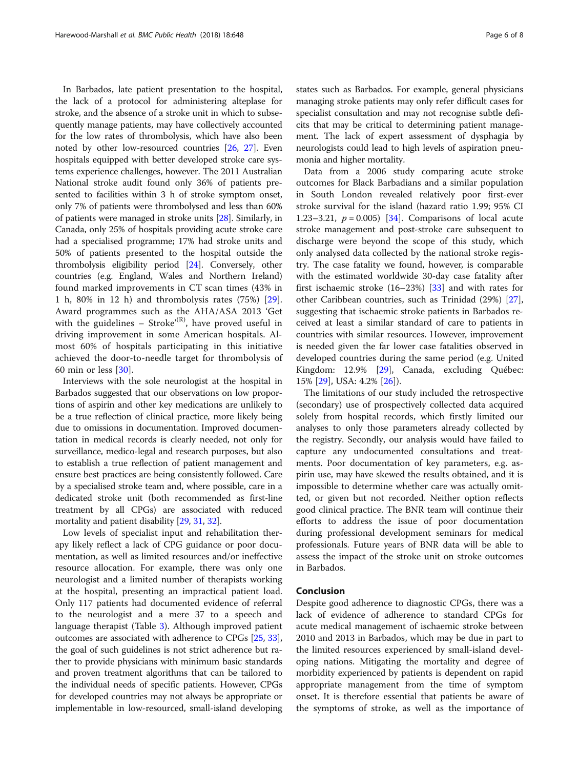In Barbados, late patient presentation to the hospital, the lack of a protocol for administering alteplase for stroke, and the absence of a stroke unit in which to subsequently manage patients, may have collectively accounted for the low rates of thrombolysis, which have also been noted by other low-resourced countries [26, 27]. Even hospitals equipped with better developed stroke care systems experience challenges, however. The 2011 Australian National stroke audit found only 36% of patients presented to facilities within 3 h of stroke symptom onset, only 7% of patients were thrombolysed and less than 60% of patients were managed in stroke units [28]. Similarly, in Canada, only 25% of hospitals providing acute stroke care had a specialised programme; 17% had stroke units and 50% of patients presented to the hospital outside the thrombolysis eligibility period [24]. Conversely, other countries (e.g. England, Wales and Northern Ireland) found marked improvements in CT scan times (43% in 1 h, 80% in 12 h) and thrombolysis rates (75%) [29]. Award programmes such as the AHA/ASA 2013 'Get with the guidelines – Stroke'(R), have proved useful in driving improvement in some American hospitals. Almost 60% of hospitals participating in this initiative achieved the door-to-needle target for thrombolysis of 60 min or less [30].

Interviews with the sole neurologist at the hospital in Barbados suggested that our observations on low proportions of aspirin and other key medications are unlikely to be a true reflection of clinical practice, more likely being due to omissions in documentation. Improved documentation in medical records is clearly needed, not only for surveillance, medico-legal and research purposes, but also to establish a true reflection of patient management and ensure best practices are being consistently followed. Care by a specialised stroke team and, where possible, care in a dedicated stroke unit (both recommended as first-line treatment by all CPGs) are associated with reduced mortality and patient disability [29, 31, 32].

Low levels of specialist input and rehabilitation therapy likely reflect a lack of CPG guidance or poor documentation, as well as limited resources and/or ineffective resource allocation. For example, there was only one neurologist and a limited number of therapists working at the hospital, presenting an impractical patient load. Only 117 patients had documented evidence of referral to the neurologist and a mere 37 to a speech and language therapist (Table 3). Although improved patient outcomes are associated with adherence to CPGs [25, 33], the goal of such guidelines is not strict adherence but rather to provide physicians with minimum basic standards and proven treatment algorithms that can be tailored to the individual needs of specific patients. However, CPGs for developed countries may not always be appropriate or implementable in low-resourced, small-island developing states such as Barbados. For example, general physicians managing stroke patients may only refer difficult cases for specialist consultation and may not recognise subtle deficits that may be critical to determining patient management. The lack of expert assessment of dysphagia by neurologists could lead to high levels of aspiration pneumonia and higher mortality.

Data from a 2006 study comparing acute stroke outcomes for Black Barbadians and a similar population in South London revealed relatively poor first-ever stroke survival for the island (hazard ratio 1.99; 95% CI 1.23–3.21, $p = 0.005$) [34]. Comparisons of local acute stroke management and post-stroke care subsequent to discharge were beyond the scope of this study, which only analysed data collected by the national stroke registry. The case fatality we found, however, is comparable with the estimated worldwide 30-day case fatality after first ischaemic stroke (16–23%) [33] and with rates for other Caribbean countries, such as Trinidad (29%) [27], suggesting that ischaemic stroke patients in Barbados received at least a similar standard of care to patients in countries with similar resources. However, improvement is needed given the far lower case fatalities observed in developed countries during the same period (e.g. United Kingdom: 12.9% [29], Canada, excluding Québec: 15% [29], USA: 4.2% [26]).

The limitations of our study included the retrospective (secondary) use of prospectively collected data acquired solely from hospital records, which firstly limited our analyses to only those parameters already collected by the registry. Secondly, our analysis would have failed to capture any undocumented consultations and treatments. Poor documentation of key parameters, e.g. aspirin use, may have skewed the results obtained, and it is impossible to determine whether care was actually omitted, or given but not recorded. Neither option reflects good clinical practice. The BNR team will continue their efforts to address the issue of poor documentation during professional development seminars for medical professionals. Future years of BNR data will be able to assess the impact of the stroke unit on stroke outcomes in Barbados.

## Conclusion

Despite good adherence to diagnostic CPGs, there was a lack of evidence of adherence to standard CPGs for acute medical management of ischaemic stroke between 2010 and 2013 in Barbados, which may be due in part to the limited resources experienced by small-island developing nations. Mitigating the mortality and degree of morbidity experienced by patients is dependent on rapid appropriate management from the time of symptom onset. It is therefore essential that patients be aware of the symptoms of stroke, as well as the importance of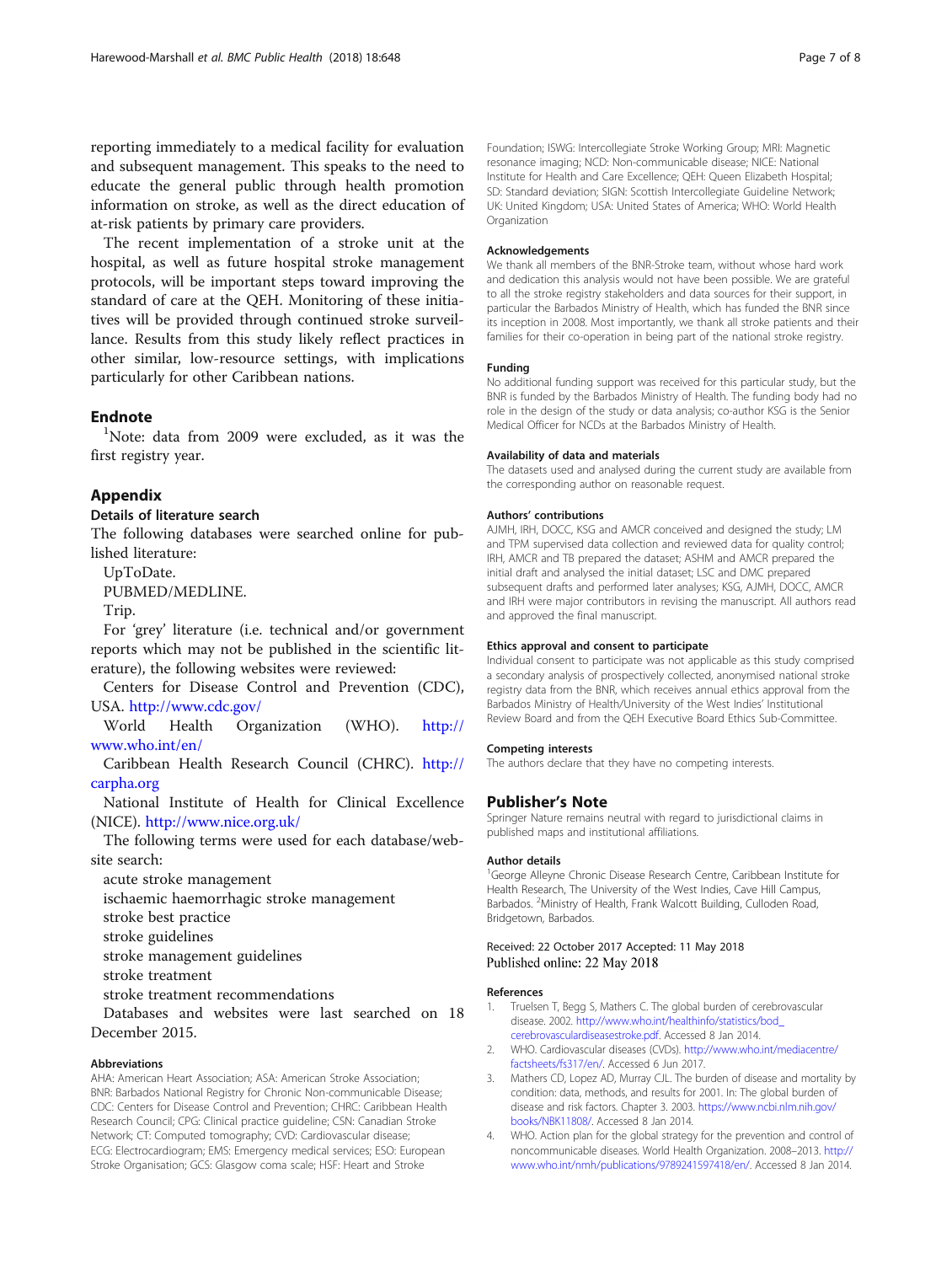reporting immediately to a medical facility for evaluation and subsequent management. This speaks to the need to educate the general public through health promotion information on stroke, as well as the direct education of at-risk patients by primary care providers.

The recent implementation of a stroke unit at the hospital, as well as future hospital stroke management protocols, will be important steps toward improving the standard of care at the QEH. Monitoring of these initiatives will be provided through continued stroke surveillance. Results from this study likely reflect practices in other similar, low-resource settings, with implications particularly for other Caribbean nations.

## Endnote

[1]Note: data from 2009 were excluded, as it was the first registry year.

## Appendix

### Details of literature search

The following databases were searched online for published literature:

UpToDate.

PUBMED/MEDLINE.

Trip.

For 'grey' literature (i.e. technical and/or government reports which may not be published in the scientific literature), the following websites were reviewed:

Centers for Disease Control and Prevention (CDC), USA. http://www.cdc.gov/

World Health Organization (WHO). http://www.who.int/en/

Caribbean Health Research Council (CHRC). http://carpha.org

National Institute of Health for Clinical Excellence (NICE). http://www.nice.org.uk/

The following terms were used for each database/website search:

acute stroke management

ischaemic haemorrhagic stroke management

stroke best practice

stroke guidelines

stroke management guidelines

stroke treatment

stroke treatment recommendations

Databases and websites were last searched on 18 December 2015.

### Abbreviations

AHA: American Heart Association; ASA: American Stroke Association; BNR: Barbados National Registry for Chronic Non-communicable Disease; CDC: Centers for Disease Control and Prevention; CHRC: Caribbean Health Research Council; CPG: Clinical practice guideline; CSN: Canadian Stroke Network; CT: Computed tomography; CVD: Cardiovascular disease; ECG: Electrocardiogram; EMS: Emergency medical services; ESO: European Stroke Organisation; GCS: Glasgow coma scale; HSF: Heart and Stroke Foundation; ISWG: Intercollegiate Stroke Working Group; MRI: Magnetic resonance imaging; NCD: Non-communicable disease; NICE: National Institute for Health and Care Excellence; QEH: Queen Elizabeth Hospital; SD: Standard deviation; SIGN: Scottish Intercollegiate Guideline Network; UK: United Kingdom; USA: United States of America; WHO: World Health Organization

### Acknowledgements

We thank all members of the BNR-Stroke team, without whose hard work and dedication this analysis would not have been possible. We are grateful to all the stroke registry stakeholders and data sources for their support, in particular the Barbados Ministry of Health, which has funded the BNR since its inception in 2008. Most importantly, we thank all stroke patients and their families for their co-operation in being part of the national stroke registry.

### Funding

No additional funding support was received for this particular study, but the BNR is funded by the Barbados Ministry of Health. The funding body had no role in the design of the study or data analysis; co-author KSG is the Senior Medical Officer for NCDs at the Barbados Ministry of Health.

### Availability of data and materials

The datasets used and analysed during the current study are available from the corresponding author on reasonable request.

### Authors' contributions

AJMH, IRH, DOCC, KSG and AMCR conceived and designed the study; LM and TPM supervised data collection and reviewed data for quality control; IRH, AMCR and TB prepared the dataset; ASHM and AMCR prepared the initial draft and analysed the initial dataset; LSC and DMC prepared subsequent drafts and performed later analyses; KSG, AJMH, DOCC, AMCR and IRH were major contributors in revising the manuscript. All authors read and approved the final manuscript.

### Ethics approval and consent to participate

Individual consent to participate was not applicable as this study comprised a secondary analysis of prospectively collected, anonymised national stroke registry data from the BNR, which receives annual ethics approval from the Barbados Ministry of Health/University of the West Indies' Institutional Review Board and from the QEH Executive Board Ethics Sub-Committee.

### Competing interests

The authors declare that they have no competing interests.

## Publisher's Note

Springer Nature remains neutral with regard to jurisdictional claims in published maps and institutional affiliations.

### Author details

[1]George Alleyne Chronic Disease Research Centre, Caribbean Institute for Health Research, The University of the West Indies, Cave Hill Campus, Barbados. [2]Ministry of Health, Frank Walcott Building, Culloden Road, Bridgetown, Barbados.

Received: 22 October 2017 Accepted: 11 May 2018
Published online: 22 May 2018

### References

1. Truelsen T, Begg S, Mathers C. The global burden of cerebrovascular disease. 2002. http://www.who.int/healthinfo/statistics/bod_cerebrovasculardiseasestroke.pdf. Accessed 8 Jan 2014.
2. WHO. Cardiovascular diseases (CVDs). http://www.who.int/mediacentre/factsheets/fs317/en/. Accessed 6 Jun 2017.
3. Mathers CD, Lopez AD, Murray CJL. The burden of disease and mortality by condition: data, methods, and results for 2001. In: The global burden of disease and risk factors. Chapter 3. 2003. https://www.ncbi.nlm.nih.gov/books/NBK11808/. Accessed 8 Jan 2014.
4. WHO. Action plan for the global strategy for the prevention and control of noncommunicable diseases. World Health Organization. 2008–2013. http://www.who.int/nmh/publications/9789241597418/en/. Accessed 8 Jan 2014.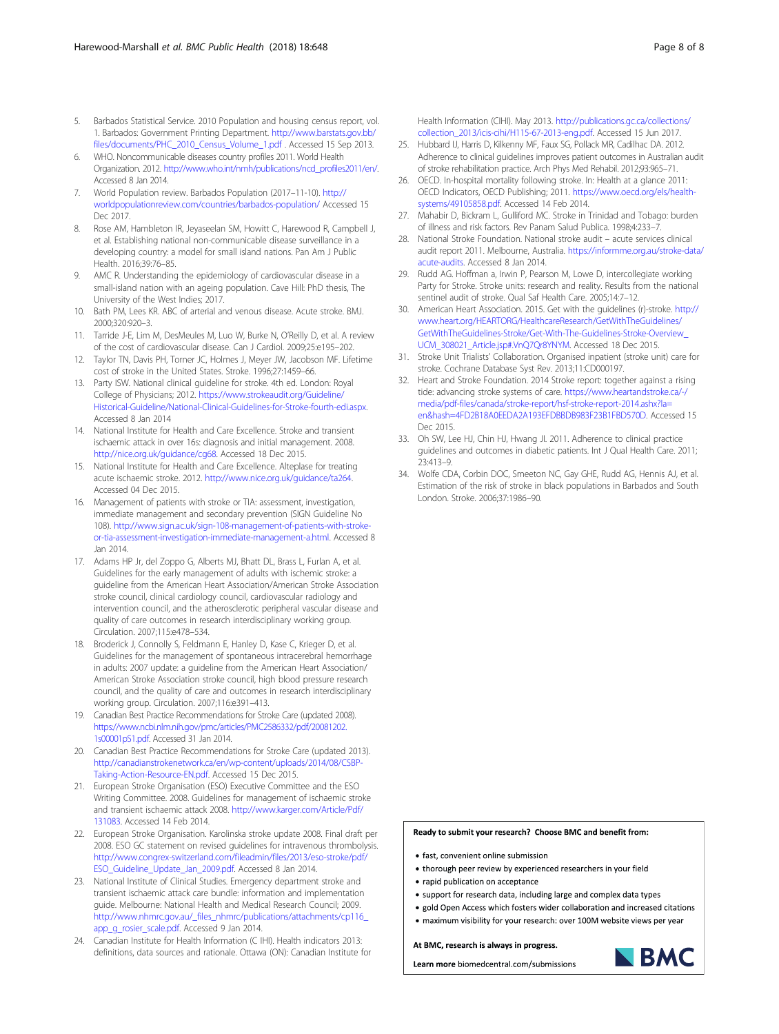5. Barbados Statistical Service. 2010 Population and housing census report, vol. 1. Barbados: Government Printing Department. http://www.barstats.gov.bb/files/documents/PHC_2010_Census_Volume_1.pdf . Accessed 15 Sep 2013.
6. WHO. Noncommunicable diseases country profiles 2011. World Health Organization. 2012. http://www.who.int/nmh/publications/ncd_profiles2011/en/. Accessed 8 Jan 2014.
7. World Population review. Barbados Population (2017–11-10). http://worldpopulationreview.com/countries/barbados-population/ Accessed 15 Dec 2017.
8. Rose AM, Hambleton IR, Jeyaseelan SM, Howitt C, Harewood R, Campbell J, et al. Establishing national non-communicable disease surveillance in a developing country: a model for small island nations. Pan Am J Public Health. 2016;39:76–85.
9. AMC R. Understanding the epidemiology of cardiovascular disease in a small-island nation with an ageing population. Cave Hill: PhD thesis, The University of the West Indies; 2017.
10. Bath PM, Lees KR. ABC of arterial and venous disease. Acute stroke. BMJ. 2000;320:920–3.
11. Tarride J-E, Lim M, DesMeules M, Luo W, Burke N, O'Reilly D, et al. A review of the cost of cardiovascular disease. Can J Cardiol. 2009;25:e195–202.
12. Taylor TN, Davis PH, Torner JC, Holmes J, Meyer JW, Jacobson MF. Lifetime cost of stroke in the United States. Stroke. 1996;27:1459–66.
13. Party ISW. National clinical guideline for stroke. 4th ed. London: Royal College of Physicians; 2012. https://www.strokeaudit.org/Guideline/Historical-Guideline/National-Clinical-Guidelines-for-Stroke-fourth-edi.aspx. Accessed 8 Jan 2014
14. National Institute for Health and Care Excellence. Stroke and transient ischaemic attack in over 16s: diagnosis and initial management. 2008. http://nice.org.uk/guidance/cg68. Accessed 18 Dec 2015.
15. National Institute for Health and Care Excellence. Alteplase for treating acute ischaemic stroke. 2012. http://www.nice.org.uk/guidance/ta264. Accessed 04 Dec 2015.
16. Management of patients with stroke or TIA: assessment, investigation, immediate management and secondary prevention (SIGN Guideline No 108). http://www.sign.ac.uk/sign-108-management-of-patients-with-stroke-or-tia-assessment-investigation-immediate-management-a.html. Accessed 8 Jan 2014.
17. Adams HP Jr, del Zoppo G, Alberts MJ, Bhatt DL, Brass L, Furlan A, et al. Guidelines for the early management of adults with ischemic stroke: a guideline from the American Heart Association/American Stroke Association stroke council, clinical cardiology council, cardiovascular radiology and intervention council, and the atherosclerotic peripheral vascular disease and quality of care outcomes in research interdisciplinary working group. Circulation. 2007;115:e478–534.
18. Broderick J, Connolly S, Feldmann E, Hanley D, Kase C, Krieger D, et al. Guidelines for the management of spontaneous intracerebral hemorrhage in adults: 2007 update: a guideline from the American Heart Association/American Stroke Association stroke council, high blood pressure research council, and the quality of care and outcomes in research interdisciplinary working group. Circulation. 2007;116:e391–413.
19. Canadian Best Practice Recommendations for Stroke Care (updated 2008). https://www.ncbi.nlm.nih.gov/pmc/articles/PMC2586332/pdf/20081202.1s00001pS1.pdf. Accessed 31 Jan 2014.
20. Canadian Best Practice Recommendations for Stroke Care (updated 2013). http://canadianstrokenetwork.ca/en/wp-content/uploads/2014/08/CSBP-Taking-Action-Resource-EN.pdf. Accessed 15 Dec 2015.
21. European Stroke Organisation (ESO) Executive Committee and the ESO Writing Committee. 2008. Guidelines for management of ischaemic stroke and transient ischaemic attack 2008. http://www.karger.com/Article/Pdf/131083. Accessed 14 Feb 2014.
22. European Stroke Organisation. Karolinska stroke update 2008. Final draft per 2008. ESO GC statement on revised guidelines for intravenous thrombolysis. http://www.congrex-switzerland.com/fileadmin/files/2013/eso-stroke/pdf/ESO_Guideline_Update_Jan_2009.pdf. Accessed 8 Jan 2014.
23. National Institute of Clinical Studies. Emergency department stroke and transient ischaemic attack care bundle: information and implementation guide. Melbourne: National Health and Medical Research Council; 2009. http://www.nhmrc.gov.au/_files_nhmrc/publications/attachments/cp116_app_g_rosier_scale.pdf. Accessed 9 Jan 2014.
24. Canadian Institute for Health Information (C IHI). Health indicators 2013: definitions, data sources and rationale. Ottawa (ON): Canadian Institute for Health Information (CIHI). May 2013. http://publications.gc.ca/collections/collection_2013/icis-cihi/H115-67-2013-eng.pdf. Accessed 15 Jun 2017.
25. Hubbard IJ, Harris D, Kilkenny MF, Faux SG, Pollack MR, Cadilhac DA. 2012. Adherence to clinical guidelines improves patient outcomes in Australian audit of stroke rehabilitation practice. Arch Phys Med Rehabil. 2012;93:965–71.
26. OECD. In-hospital mortality following stroke. In: Health at a glance 2011: OECD Indicators, OECD Publishing; 2011. https://www.oecd.org/els/health-systems/49105858.pdf. Accessed 14 Feb 2014.
27. Mahabir D, Bickram L, Gulliford MC. Stroke in Trinidad and Tobago: burden of illness and risk factors. Rev Panam Salud Publica. 1998;4:233–7.
28. National Stroke Foundation. National stroke audit – acute services clinical audit report 2011. Melbourne, Australia. https://informme.org.au/stroke-data/acute-audits. Accessed 8 Jan 2014.
29. Rudd AG. Hoffman a, Irwin P, Pearson M, Lowe D, intercollegiate working Party for Stroke. Stroke units: research and reality. Results from the national sentinel audit of stroke. Qual Saf Health Care. 2005;14:7–12.
30. American Heart Association. 2015. Get with the guidelines (r)-stroke. http://www.heart.org/HEARTORG/HealthcareResearch/GetWithTheGuidelines/GetWithTheGuidelines-Stroke/Get-With-The-Guidelines-Stroke-Overview_UCM_308021_Article.jsp#.VnQ7Qr8YNYM. Accessed 18 Dec 2015.
31. Stroke Unit Trialists' Collaboration. Organised inpatient (stroke unit) care for stroke. Cochrane Database Syst Rev. 2013;11:CD000197.
32. Heart and Stroke Foundation. 2014 Stroke report: together against a rising tide: advancing stroke systems of care. https://www.heartandstroke.ca/-/media/pdf-files/canada/stroke-report/hsf-stroke-report-2014.ashx?la=en&hash=4FD2B18A0EEDA2A193EFDBBDB983F23B1FBD570D. Accessed 15 Dec 2015.
33. Oh SW, Lee HJ, Chin HJ, Hwang JI. 2011. Adherence to clinical practice guidelines and outcomes in diabetic patients. Int J Qual Health Care. 2011;23:413–9.
34. Wolfe CDA, Corbin DOC, Smeeton NC, Gay GHE, Rudd AG, Hennis AJ, et al. Estimation of the risk of stroke in black populations in Barbados and South London. Stroke. 2006;37:1986–90.

**Ready to submit your research? Choose BMC and benefit from:**

- fast, convenient online submission
- thorough peer review by experienced researchers in your field
- rapid publication on acceptance
- support for research data, including large and complex data types
- gold Open Access which fosters wider collaboration and increased citations
- maximum visibility for your research: over 100M website views per year

**At BMC, research is always in progress.**

**Learn more** biomedcentral.com/submissions

BMC